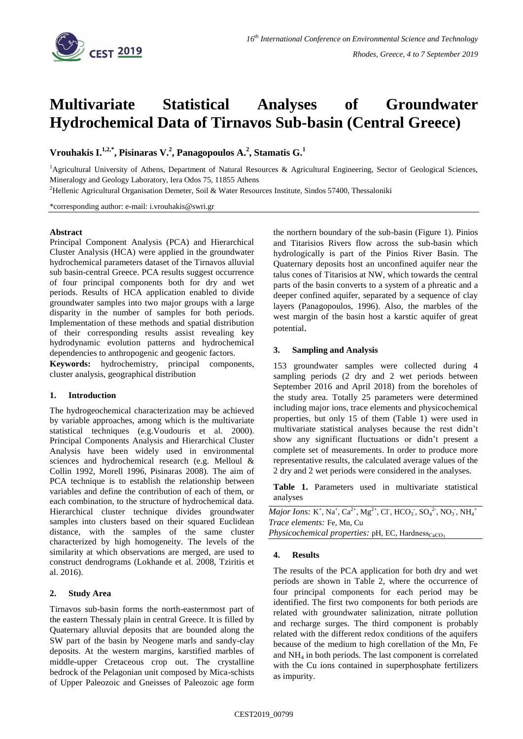# Multivariate Statistical Analyses of Groundwater Hydrochemical Data of Tirnavos Sub-basin (Central Greece)

**Vrouhakis I.[1,2,*], Pisinaras V.[2], Panagopoulos A.[2], Stamatis G.[1]**

[1]Agricultural University of Athens, Department of Natural Resources & Agricultural Engineering, Sector of Geological Sciences, Mineralogy and Geology Laboratory, Iera Odos 75, 11855 Athens

[2]Hellenic Agricultural Organisation Demeter, Soil & Water Resources Institute, Sindos 57400, Thessaloniki

*corresponding author: e-mail: i.vrouhakis@swri.gr

**Abstract**

Principal Component Analysis (PCA) and Hierarchical Cluster Analysis (HCA) were applied in the groundwater hydrochemical parameters dataset of the Tirnavos alluvial sub basin-central Greece. PCA results suggest occurrence of four principal components both for dry and wet periods. Results of HCA application enabled to divide groundwater samples into two major groups with a large disparity in the number of samples for both periods. Implementation of these methods and spatial distribution of their corresponding results assist revealing key hydrodynamic evolution patterns and hydrochemical dependencies to anthropogenic and geogenic factors.

**Keywords:** hydrochemistry, principal components, cluster analysis, geographical distribution

## 1. Introduction

The hydrogeochemical characterization may be achieved by variable approaches, among which is the multivariate statistical techniques (e.g.Voudouris et al. 2000). Principal Components Analysis and Hierarchical Cluster Analysis have been widely used in environmental sciences and hydrochemical research (e.g. Melloul & Collin 1992, Morell 1996, Pisinaras 2008). The aim of PCA technique is to establish the relationship between variables and define the contribution of each of them, or each combination, to the structure of hydrochemical data. Hierarchical cluster technique divides groundwater samples into clusters based on their squared Euclidean distance, with the samples of the same cluster characterized by high homogeneity. The levels of the similarity at which observations are merged, are used to construct dendrograms (Lokhande et al. 2008, Tziritis et al. 2016).

## 2. Study Area

Tirnavos sub-basin forms the north-easternmost part of the eastern Thessaly plain in central Greece. It is filled by Quaternary alluvial deposits that are bounded along the SW part of the basin by Neogene marls and sandy-clay deposits. At the western margins, karstified marbles of middle-upper Cretaceous crop out. The crystalline bedrock of the Pelagonian unit composed by Mica-schists of Upper Paleozoic and Gneisses of Paleozoic age form the northern boundary of the sub-basin (Figure 1). Pinios and Titarisios Rivers flow across the sub-basin which hydrologically is part of the Pinios River Basin. The Quaternary deposits host an unconfined aquifer near the talus cones of Titarisios at NW, which towards the central parts of the basin converts to a system of a phreatic and a deeper confined aquifer, separated by a sequence of clay layers (Panagopoulos, 1996). Also, the marbles of the west margin of the basin host a karstic aquifer of great potential.

## 3. Sampling and Analysis

153 groundwater samples were collected during 4 sampling periods (2 dry and 2 wet periods between September 2016 and April 2018) from the boreholes of the study area. Totally 25 parameters were determined including major ions, trace elements and physicochemical properties, but only 15 of them (Table 1) were used in multivariate statistical analyses because the rest didn't show any significant fluctuations or didn't present a complete set of measurements. In order to produce more representative results, the calculated average values of the 2 dry and 2 wet periods were considered in the analyses.

**Table 1.** Parameters used in multivariate statistical analyses

| |
|---|
| *Major Ions:* $K^+$, $Na^+$, $Ca^{2+}$, $Mg^{2+}$, $Cl^-$, $HCO_3^-$, $SO_4^{2-}$, $NO_3^-$, $NH_4^+$ |
| *Trace elements:* Fe, Mn, Cu |
| *Physicochemical properties:* pH, EC, $Hardness_{CaCO_3}$ |

## 4. Results

The results of the PCA application for both dry and wet periods are shown in Table 2, where the occurrence of four principal components for each period may be identified. The first two components for both periods are related with groundwater salinization, nitrate pollution and recharge surges. The third component is probably related with the different redox conditions of the aquifers because of the medium to high corellation of the Mn, Fe and $NH_4$ in both periods. The last component is correlated with the Cu ions contained in superphosphate fertilizers as impurity.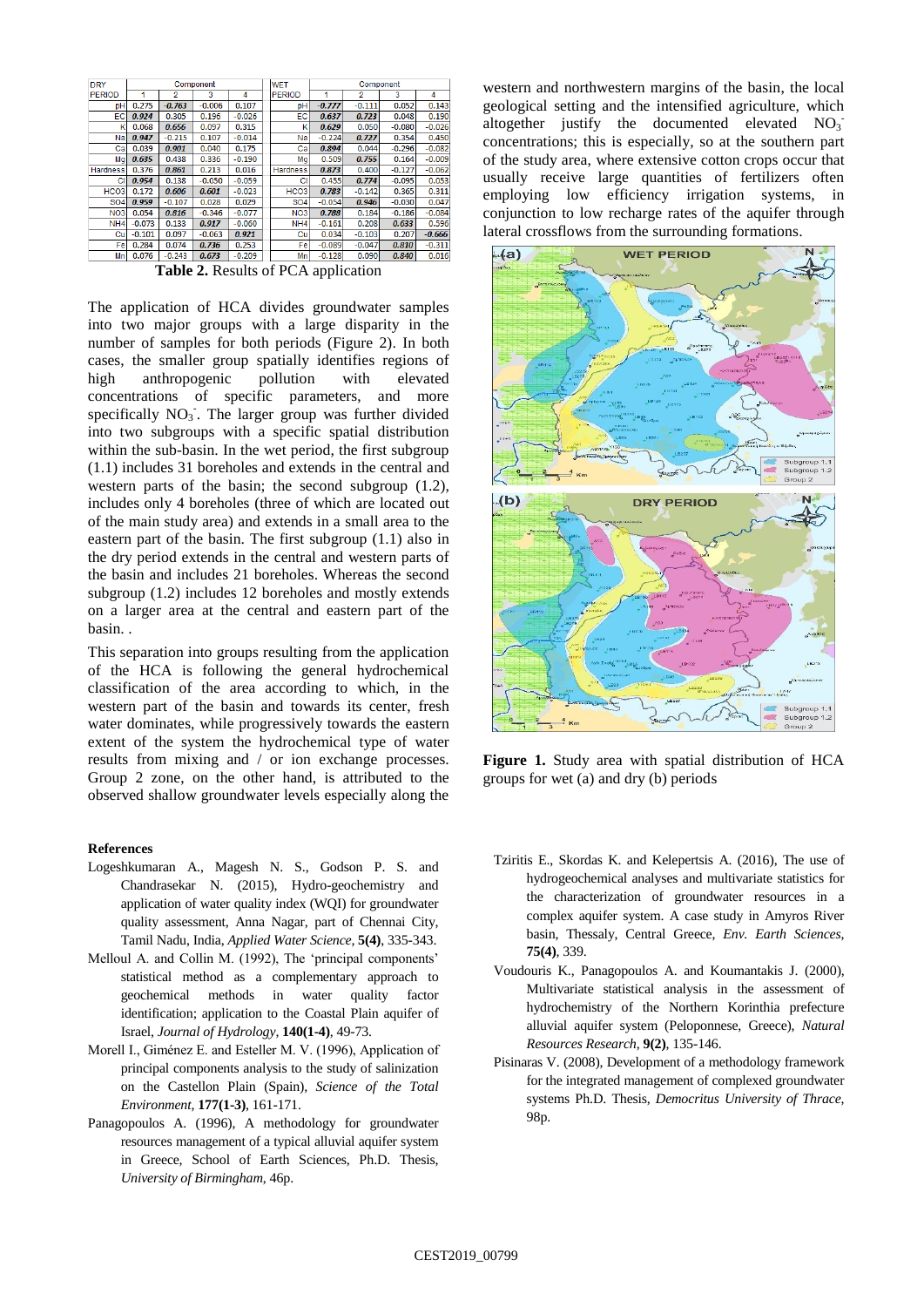| DRY PERIOD | Component | | | | WET PERIOD | Component | | | |
|---|---|---|---|---|---|---|---|---|---|
| | 1 | 2 | 3 | 4 | | 1 | 2 | 3 | 4 |
| pH | 0.275 | *-0.763* | -0.006 | 0.107 | pH | *-0.777* | -0.111 | 0.052 | 0.143 |
| EC | *0.924* | 0.305 | 0.196 | -0.026 | EC | *0.637* | *0.723* | 0.048 | 0.190 |
| K | 0.068 | *0.656* | 0.097 | 0.315 | K | *0.629* | 0.050 | -0.080 | -0.026 |
| Na | *0.947* | -0.215 | 0.107 | -0.014 | Na | -0.224 | *0.727* | 0.354 | 0.450 |
| Ca | 0.039 | *0.901* | 0.040 | 0.175 | Ca | *0.894* | 0.044 | -0.296 | -0.082 |
| Mg | *0.635* | 0.438 | 0.336 | -0.190 | Mg | 0.509 | *0.755* | 0.164 | -0.009 |
| Hardness | 0.376 | *0.863* | 0.213 | 0.016 | Hardness | *0.873* | 0.400 | -0.127 | -0.062 |
| Cl | *0.954* | 0.138 | -0.050 | -0.059 | Cl | 0.455 | *0.774* | -0.095 | 0.053 |
| HCO3 | 0.172 | *0.606* | *0.601* | -0.023 | HCO3 | *0.783* | -0.142 | 0.365 | 0.311 |
| SO4 | *0.959* | -0.107 | 0.028 | 0.029 | SO4 | -0.054 | *0.946* | -0.030 | 0.047 |
| NO3 | 0.054 | *0.816* | -0.346 | -0.077 | NO3 | *0.788* | 0.184 | -0.186 | -0.084 |
| NH4 | -0.073 | 0.133 | *0.917* | -0.060 | NH4 | -0.161 | 0.208 | *0.633* | 0.596 |
| Cu | -0.101 | 0.097 | -0.063 | *0.921* | Cu | 0.034 | -0.103 | 0.207 | *-0.666* |
| Fe | 0.284 | 0.074 | *0.736* | 0.253 | Fe | -0.089 | -0.047 | *0.810* | -0.311 |
| Mn | 0.076 | -0.243 | *0.673* | -0.209 | Mn | -0.128 | 0.090 | *0.840* | 0.016 |

**Table 2.** Results of PCA application

The application of HCA divides groundwater samples into two major groups with a large disparity in the number of samples for both periods (Figure 2). In both cases, the smaller group spatially identifies regions of high anthropogenic pollution with elevated concentrations of specific parameters, and more specifically $NO_3^-$. The larger group was further divided into two subgroups with a specific spatial distribution within the sub-basin. In the wet period, the first subgroup (1.1) includes 31 boreholes and extends in the central and western parts of the basin; the second subgroup (1.2), includes only 4 boreholes (three of which are located out of the main study area) and extends in a small area to the eastern part of the basin. The first subgroup (1.1) also in the dry period extends in the central and western parts of the basin and includes 21 boreholes. Whereas the second subgroup (1.2) includes 12 boreholes and mostly extends on a larger area at the central and eastern part of the basin. .

This separation into groups resulting from the application of the HCA is following the general hydrochemical classification of the area according to which, in the western part of the basin and towards its center, fresh water dominates, while progressively towards the eastern extent of the system the hydrochemical type of water results from mixing and / or ion exchange processes. Group 2 zone, on the other hand, is attributed to the observed shallow groundwater levels especially along the western and northwestern margins of the basin, the local geological setting and the intensified agriculture, which altogether justify the documented elevated $NO_3^-$ concentrations; this is especially, so at the southern part of the study area, where extensive cotton crops occur that usually receive large quantities of fertilizers often employing low efficiency irrigation systems, in conjunction to low recharge rates of the aquifer through lateral crossflows from the surrounding formations.

**Figure 1.** Study area with spatial distribution of HCA groups for wet (a) and dry (b) periods

## References

Logeshkumaran A., Magesh N. S., Godson P. S. and Chandrasekar N. (2015), Hydro-geochemistry and application of water quality index (WQI) for groundwater quality assessment, Anna Nagar, part of Chennai City, Tamil Nadu, India, *Applied Water Science*, **5(4)**, 335-343.

Melloul A. and Collin M. (1992), The 'principal components' statistical method as a complementary approach to geochemical methods in water quality factor identification; application to the Coastal Plain aquifer of Israel, *Journal of Hydrology*, **140(1-4)**, 49-73.

Morell I., Giménez E. and Esteller M. V. (1996), Application of principal components analysis to the study of salinization on the Castellon Plain (Spain), *Science of the Total Environment*, **177(1-3)**, 161-171.

Panagopoulos A. (1996), A methodology for groundwater resources management of a typical alluvial aquifer system in Greece, School of Earth Sciences, Ph.D. Thesis, *University of Birmingham*, 46p.

Tziritis E., Skordas K. and Kelepertsis A. (2016), The use of hydrogeochemical analyses and multivariate statistics for the characterization of groundwater resources in a complex aquifer system. A case study in Amyros River basin, Thessaly, Central Greece, *Env. Earth Sciences*, **75(4)**, 339.

Voudouris K., Panagopoulos A. and Koumantakis J. (2000), Multivariate statistical analysis in the assessment of hydrochemistry of the Northern Korinthia prefecture alluvial aquifer system (Peloponnese, Greece), *Natural Resources Research*, **9(2)**, 135-146.

Pisinaras V. (2008), Development of a methodology framework for the integrated management of complexed groundwater systems Ph.D. Thesis, *Democritus University of Thrace*, 98p.